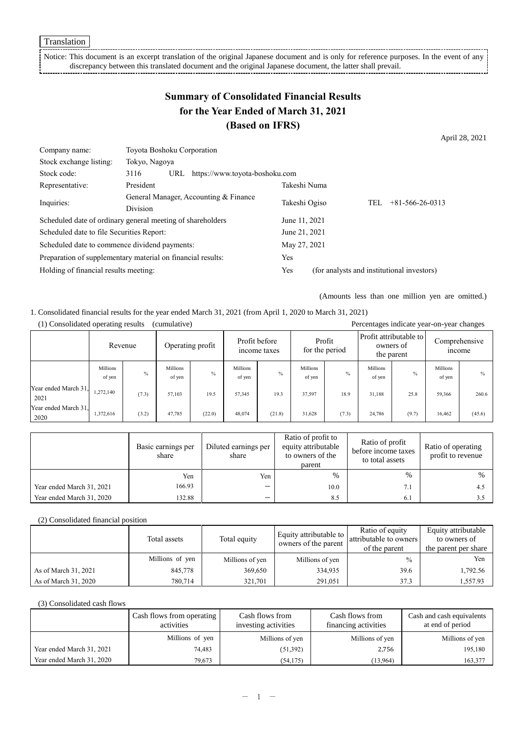Translation

Notice: This document is an excerpt translation of the original Japanese document and is only for reference purposes. In the event of any discrepancy between this translated document and the original Japanese document, the latter shall prevail.

# Summary of Consolidated Financial Results for the Year Ended of March 31, 2021 (Based on IFRS)

April 28, 2021

| | | | |
|---|---|---|---|
| Company name: | Toyota Boshoku Corporation | | |
| Stock exchange listing: | Tokyo, Nagoya | | |
| Stock code: | 3116 URL https://www.toyota-boshoku.com | | |
| Representative: | President | Takeshi Numa | |
| Inquiries: | General Manager, Accounting & Finance Division | Takeshi Ogiso | TEL +81-566-26-0313 |

Scheduled date of ordinary general meeting of shareholders: June 11, 2021
Scheduled date to file Securities Report: June 21, 2021
Scheduled date to commence dividend payments: May 27, 2021
Preparation of supplementary material on financial results: Yes
Holding of financial results meeting: Yes (for analysts and institutional investors)

(Amounts less than one million yen are omitted.)

1. Consolidated financial results for the year ended March 31, 2021 (from April 1, 2020 to March 31, 2021)

(1) Consolidated operating results (cumulative)

Percentages indicate year-on-year changes

| | Revenue | | Operating profit | | Profit before income taxes | | Profit for the period | | Profit attributable to owners of the parent | | Comprehensive income | |
|---|---|---|---|---|---|---|---|---|---|---|---|---|
| | Millions of yen | % | Millions of yen | % | Millions of yen | % | Millions of yen | % | Millions of yen | % | Millions of yen | % |
| Year ended March 31, 2021 | 1,272,140 | (7.3) | 57,103 | 19.5 | 57,345 | 19.3 | 37,597 | 18.9 | 31,188 | 25.8 | 59,366 | 260.6 |
| Year ended March 31, 2020 | 1,372,616 | (3.2) | 47,785 | (22.0) | 48,074 | (21.8) | 31,628 | (7.3) | 24,786 | (9.7) | 16,462 | (45.6) |

| | Basic earnings per share | Diluted earnings per share | Ratio of profit to equity attributable to owners of the parent | Ratio of profit before income taxes to total assets | Ratio of operating profit to revenue |
|---|---|---|---|---|---|
| | Yen | Yen | % | % | % |
| Year ended March 31, 2021 | 166.93 | − | 10.0 | 7.1 | 4.5 |
| Year ended March 31, 2020 | 132.88 | − | 8.5 | 6.1 | 3.5 |

(2) Consolidated financial position

| | Total assets | Total equity | Equity attributable to owners of the parent | Ratio of equity attributable to owners of the parent | Equity attributable to owners of the parent per share |
|---|---|---|---|---|---|
| | Millions of yen | Millions of yen | Millions of yen | % | Yen |
| As of March 31, 2021 | 845,778 | 369,650 | 334,935 | 39.6 | 1,792.56 |
| As of March 31, 2020 | 780,714 | 321,701 | 291,051 | 37.3 | 1,557.93 |

(3) Consolidated cash flows

| | Cash flows from operating activities | Cash flows from investing activities | Cash flows from financing activities | Cash and cash equivalents at end of period |
|---|---|---|---|---|
| | Millions of yen | Millions of yen | Millions of yen | Millions of yen |
| Year ended March 31, 2021 | 74,483 | (51,392) | 2,756 | 195,180 |
| Year ended March 31, 2020 | 79,673 | (54,175) | (13,964) | 163,377 |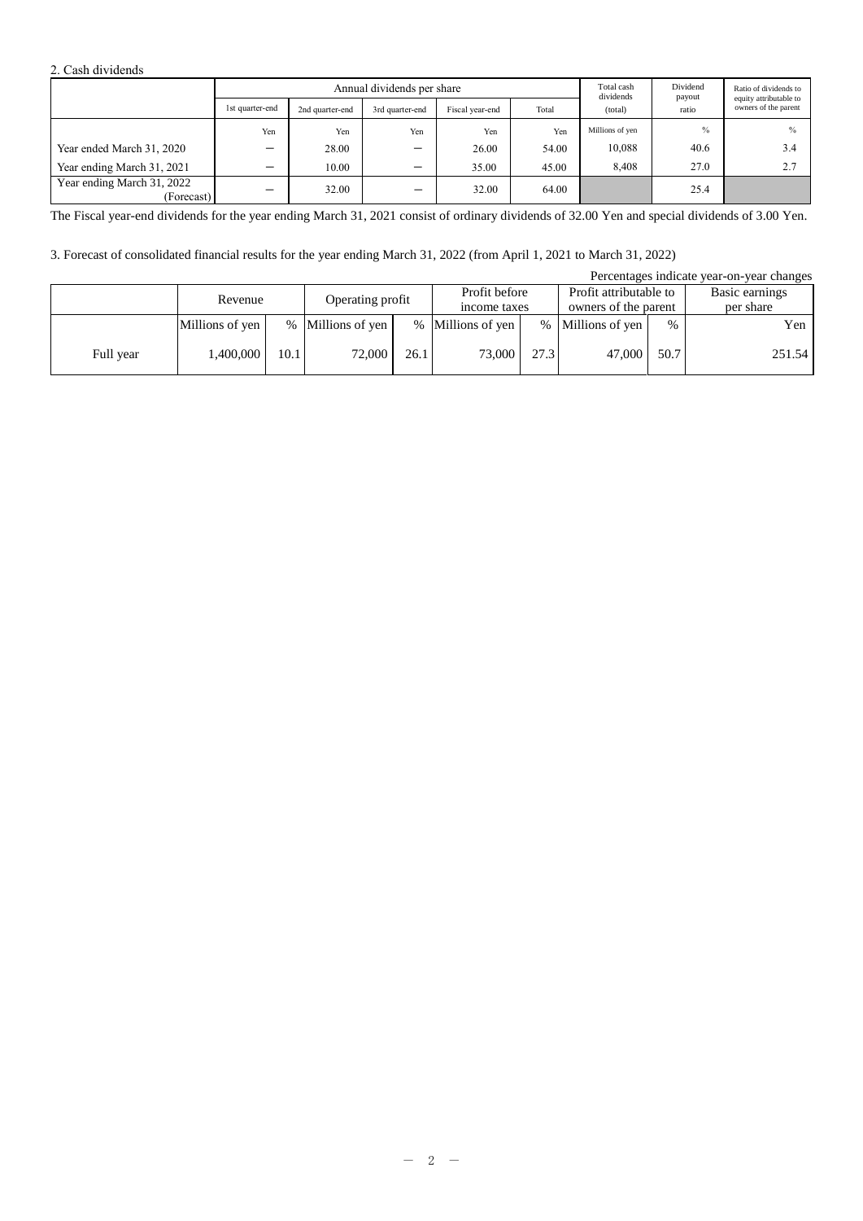2. Cash dividends

| | Annual dividends per share | | | | | Total cash dividends | Dividend payout ratio | Ratio of dividends to equity attributable to owners of the parent |
|---|---|---|---|---|---|---|---|---|
| | 1st quarter-end | 2nd quarter-end | 3rd quarter-end | Fiscal year-end | Total | (total) | | |
| | Yen | Yen | Yen | Yen | Yen | Millions of yen | % | % |
| Year ended March 31, 2020 | − | 28.00 | − | 26.00 | 54.00 | 10,088 | 40.6 | 3.4 |
| Year ending March 31, 2021 | − | 10.00 | − | 35.00 | 45.00 | 8,408 | 27.0 | 2.7 |
| Year ending March 31, 2022 (Forecast) | − | 32.00 | − | 32.00 | 64.00 | | 25.4 | |

The Fiscal year-end dividends for the year ending March 31, 2021 consist of ordinary dividends of 32.00 Yen and special dividends of 3.00 Yen.

3. Forecast of consolidated financial results for the year ending March 31, 2022 (from April 1, 2021 to March 31, 2022)

Percentages indicate year-on-year changes

| | Revenue | | Operating profit | | Profit before income taxes | | Profit attributable to owners of the parent | | Basic earnings per share |
|---|---|---|---|---|---|---|---|---|---|
| | Millions of yen | % | Millions of yen | % | Millions of yen | % | Millions of yen | % | Yen |
| Full year | 1,400,000 | 10.1 | 72,000 | 26.1 | 73,000 | 27.3 | 47,000 | 50.7 | 251.54 |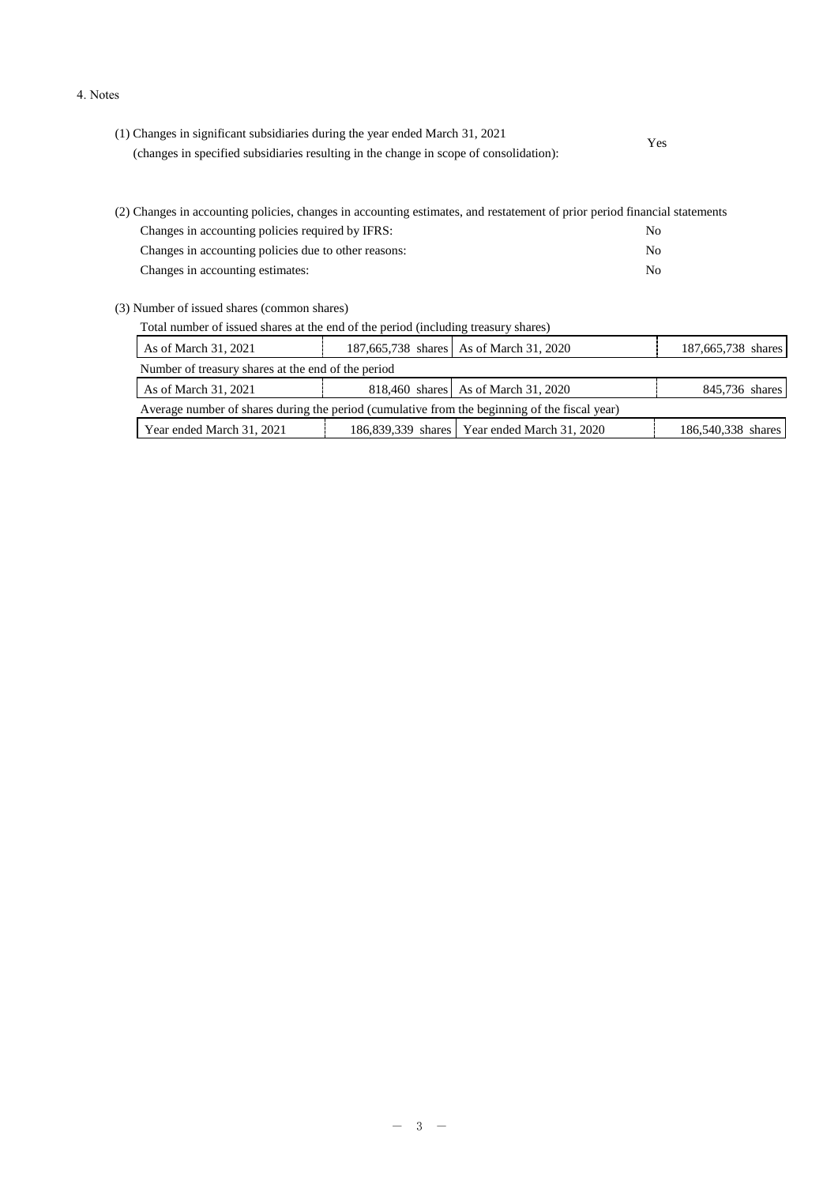4. Notes

(1) Changes in significant subsidiaries during the year ended March 31, 2021
(changes in specified subsidiaries resulting in the change in scope of consolidation): Yes

(2) Changes in accounting policies, changes in accounting estimates, and restatement of prior period financial statements

| | |
|---|---|
| Changes in accounting policies required by IFRS: | No |
| Changes in accounting policies due to other reasons: | No |
| Changes in accounting estimates: | No |

(3) Number of issued shares (common shares)

Total number of issued shares at the end of the period (including treasury shares)

| | | | |
|---|---|---|---|
| As of March 31, 2021 | 187,665,738 shares | As of March 31, 2020 | 187,665,738 shares |

Number of treasury shares at the end of the period

| | | | |
|---|---|---|---|
| As of March 31, 2021 | 818,460 shares | As of March 31, 2020 | 845,736 shares |

Average number of shares during the period (cumulative from the beginning of the fiscal year)

| | | | |
|---|---|---|---|
| Year ended March 31, 2021 | 186,839,339 shares | Year ended March 31, 2020 | 186,540,338 shares |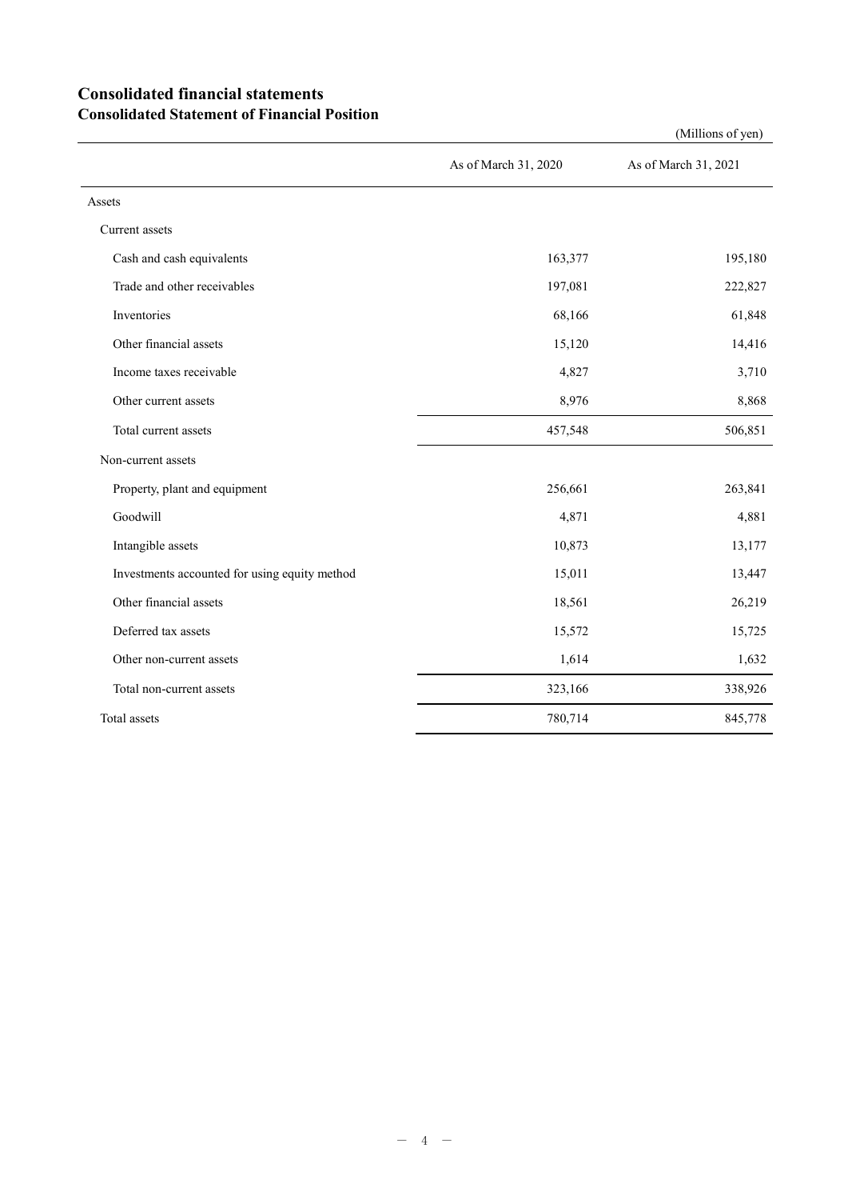# Consolidated financial statements

## Consolidated Statement of Financial Position

(Millions of yen)

| | As of March 31, 2020 | As of March 31, 2021 |
|---|---|---|
| Assets | | |
| Current assets | | |
| Cash and cash equivalents | 163,377 | 195,180 |
| Trade and other receivables | 197,081 | 222,827 |
| Inventories | 68,166 | 61,848 |
| Other financial assets | 15,120 | 14,416 |
| Income taxes receivable | 4,827 | 3,710 |
| Other current assets | 8,976 | 8,868 |
| Total current assets | 457,548 | 506,851 |
| Non-current assets | | |
| Property, plant and equipment | 256,661 | 263,841 |
| Goodwill | 4,871 | 4,881 |
| Intangible assets | 10,873 | 13,177 |
| Investments accounted for using equity method | 15,011 | 13,447 |
| Other financial assets | 18,561 | 26,219 |
| Deferred tax assets | 15,572 | 15,725 |
| Other non-current assets | 1,614 | 1,632 |
| Total non-current assets | 323,166 | 338,926 |
| Total assets | 780,714 | 845,778 |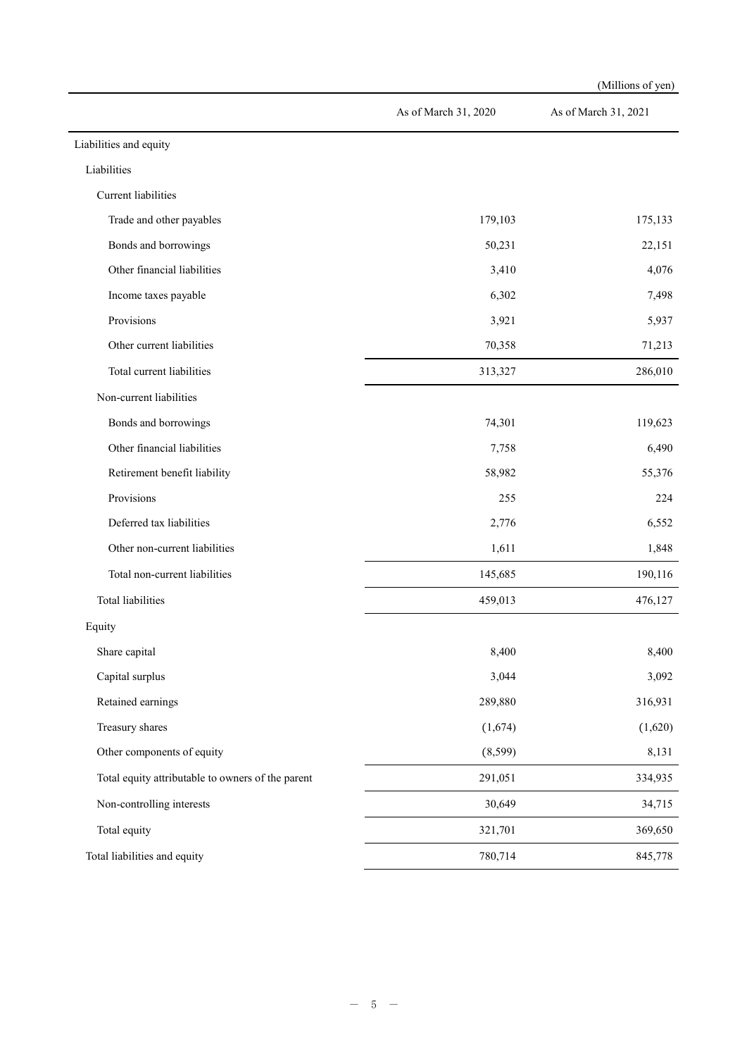(Millions of yen)

| | As of March 31, 2020 | As of March 31, 2021 |
|---|---|---|
| Liabilities and equity | | |
| Liabilities | | |
| Current liabilities | | |
| Trade and other payables | 179,103 | 175,133 |
| Bonds and borrowings | 50,231 | 22,151 |
| Other financial liabilities | 3,410 | 4,076 |
| Income taxes payable | 6,302 | 7,498 |
| Provisions | 3,921 | 5,937 |
| Other current liabilities | 70,358 | 71,213 |
| Total current liabilities | 313,327 | 286,010 |
| Non-current liabilities | | |
| Bonds and borrowings | 74,301 | 119,623 |
| Other financial liabilities | 7,758 | 6,490 |
| Retirement benefit liability | 58,982 | 55,376 |
| Provisions | 255 | 224 |
| Deferred tax liabilities | 2,776 | 6,552 |
| Other non-current liabilities | 1,611 | 1,848 |
| Total non-current liabilities | 145,685 | 190,116 |
| Total liabilities | 459,013 | 476,127 |
| Equity | | |
| Share capital | 8,400 | 8,400 |
| Capital surplus | 3,044 | 3,092 |
| Retained earnings | 289,880 | 316,931 |
| Treasury shares | (1,674) | (1,620) |
| Other components of equity | (8,599) | 8,131 |
| Total equity attributable to owners of the parent | 291,051 | 334,935 |
| Non-controlling interests | 30,649 | 34,715 |
| Total equity | 321,701 | 369,650 |
| Total liabilities and equity | 780,714 | 845,778 |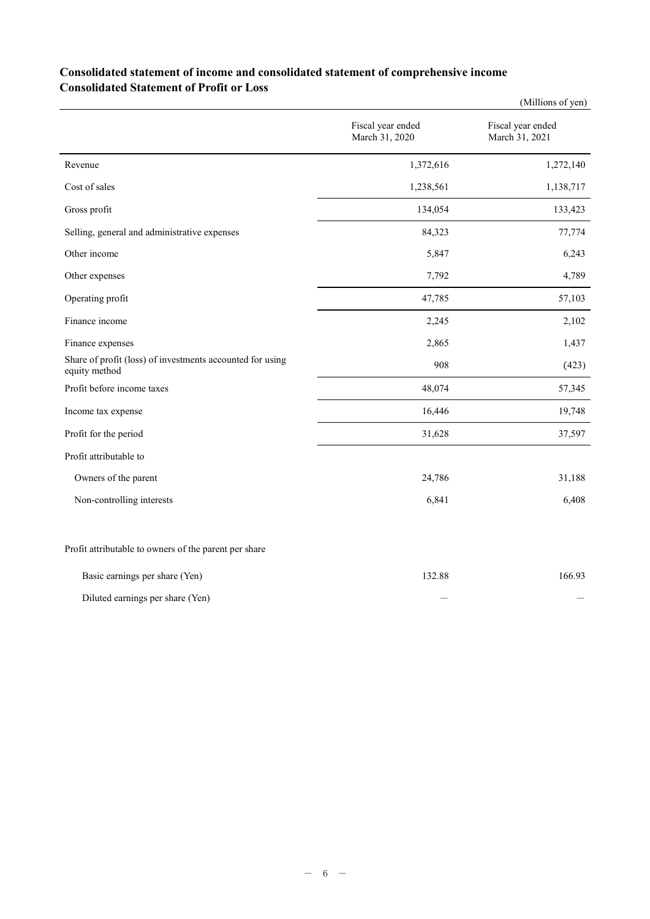## Consolidated statement of income and consolidated statement of comprehensive income

## Consolidated Statement of Profit or Loss

(Millions of yen)

| | Fiscal year ended March 31, 2020 | Fiscal year ended March 31, 2021 |
|---|---|---|
| Revenue | 1,372,616 | 1,272,140 |
| Cost of sales | 1,238,561 | 1,138,717 |
| Gross profit | 134,054 | 133,423 |
| Selling, general and administrative expenses | 84,323 | 77,774 |
| Other income | 5,847 | 6,243 |
| Other expenses | 7,792 | 4,789 |
| Operating profit | 47,785 | 57,103 |
| Finance income | 2,245 | 2,102 |
| Finance expenses | 2,865 | 1,437 |
| Share of profit (loss) of investments accounted for using equity method | 908 | (423) |
| Profit before income taxes | 48,074 | 57,345 |
| Income tax expense | 16,446 | 19,748 |
| Profit for the period | 31,628 | 37,597 |
| Profit attributable to | | |
| Owners of the parent | 24,786 | 31,188 |
| Non-controlling interests | 6,841 | 6,408 |
| | | |
| Profit attributable to owners of the parent per share | | |
| Basic earnings per share (Yen) | 132.88 | 166.93 |
| Diluted earnings per share (Yen) | — | — |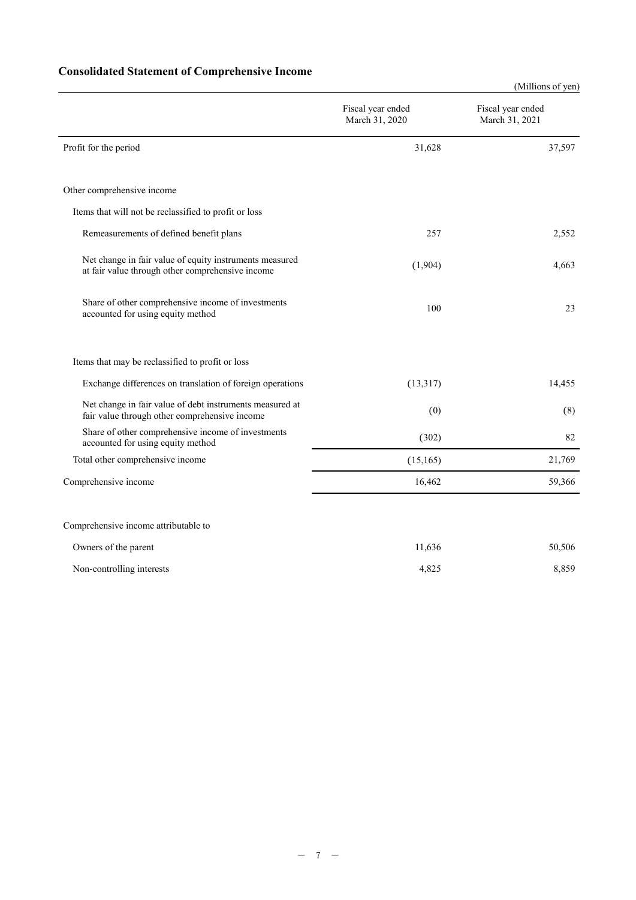## Consolidated Statement of Comprehensive Income

(Millions of yen)

| | Fiscal year ended March 31, 2020 | Fiscal year ended March 31, 2021 |
|---|---|---|
| Profit for the period | 31,628 | 37,597 |
| | | |
| Other comprehensive income | | |
| Items that will not be reclassified to profit or loss | | |
| Remeasurements of defined benefit plans | 257 | 2,552 |
| Net change in fair value of equity instruments measured at fair value through other comprehensive income | (1,904) | 4,663 |
| Share of other comprehensive income of investments accounted for using equity method | 100 | 23 |
| | | |
| Items that may be reclassified to profit or loss | | |
| Exchange differences on translation of foreign operations | (13,317) | 14,455 |
| Net change in fair value of debt instruments measured at fair value through other comprehensive income | (0) | (8) |
| Share of other comprehensive income of investments accounted for using equity method | (302) | 82 |
| Total other comprehensive income | (15,165) | 21,769 |
| Comprehensive income | 16,462 | 59,366 |
| | | |
| Comprehensive income attributable to | | |
| Owners of the parent | 11,636 | 50,506 |
| Non-controlling interests | 4,825 | 8,859 |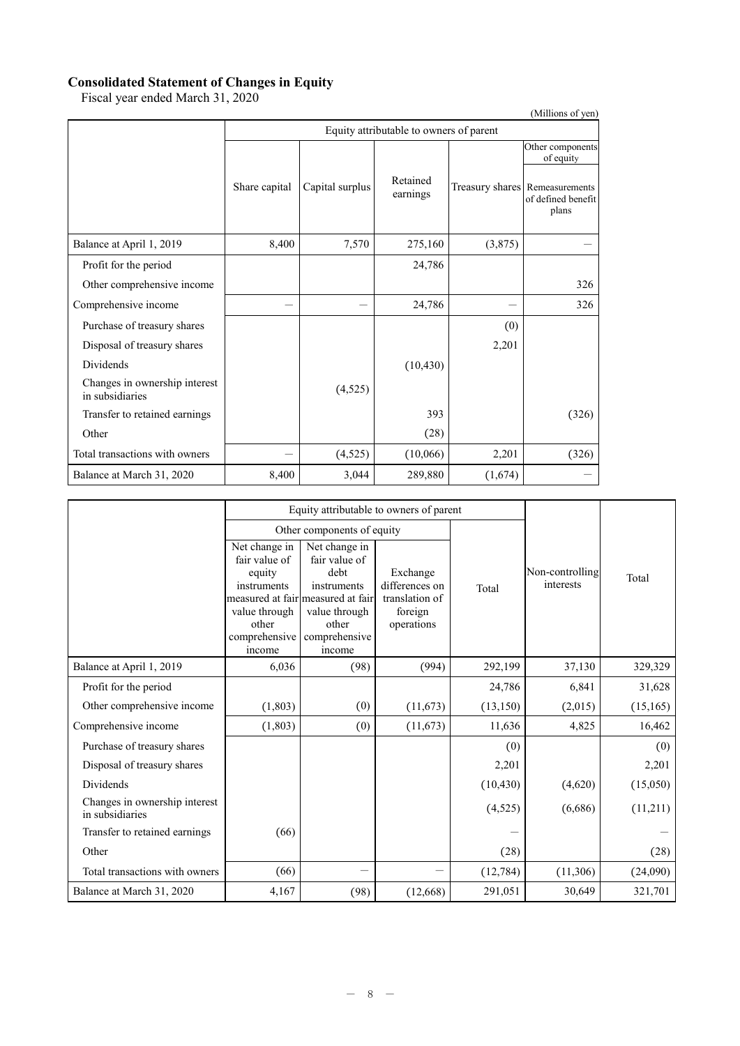## Consolidated Statement of Changes in Equity

Fiscal year ended March 31, 2020

(Millions of yen)

| | Equity attributable to owners of parent | | | | |
|---|---|---|---|---|---|
| | | | | | Other components of equity |
| | Share capital | Capital surplus | Retained earnings | Treasury shares | Remeasurements of defined benefit plans |
| Balance at April 1, 2019 | 8,400 | 7,570 | 275,160 | (3,875) | ― |
| Profit for the period | | | 24,786 | | |
| Other comprehensive income | | | | | 326 |
| Comprehensive income | ― | ― | 24,786 | ― | 326 |
| Purchase of treasury shares | | | | (0) | |
| Disposal of treasury shares | | | | 2,201 | |
| Dividends | | | (10,430) | | |
| Changes in ownership interest in subsidiaries | | (4,525) | | | |
| Transfer to retained earnings | | | 393 | | (326) |
| Other | | | (28) | | |
| Total transactions with owners | ― | (4,525) | (10,066) | 2,201 | (326) |
| Balance at March 31, 2020 | 8,400 | 3,044 | 289,880 | (1,674) | ― |

| | Equity attributable to owners of parent | | | | | |
|---|---|---|---|---|---|---|
| | Other components of equity | | | | | |
| | Net change in fair value of equity instruments measured at fair value through other comprehensive income | Net change in fair value of debt instruments measured at fair value through other comprehensive income | Exchange differences on translation of foreign operations | Total | Non-controlling interests | Total |
| Balance at April 1, 2019 | 6,036 | (98) | (994) | 292,199 | 37,130 | 329,329 |
| Profit for the period | | | | 24,786 | 6,841 | 31,628 |
| Other comprehensive income | (1,803) | (0) | (11,673) | (13,150) | (2,015) | (15,165) |
| Comprehensive income | (1,803) | (0) | (11,673) | 11,636 | 4,825 | 16,462 |
| Purchase of treasury shares | | | | (0) | | (0) |
| Disposal of treasury shares | | | | 2,201 | | 2,201 |
| Dividends | | | | (10,430) | (4,620) | (15,050) |
| Changes in ownership interest in subsidiaries | | | | (4,525) | (6,686) | (11,211) |
| Transfer to retained earnings | (66) | | | ― | | ― |
| Other | | | | (28) | | (28) |
| Total transactions with owners | (66) | ― | ― | (12,784) | (11,306) | (24,090) |
| Balance at March 31, 2020 | 4,167 | (98) | (12,668) | 291,051 | 30,649 | 321,701 |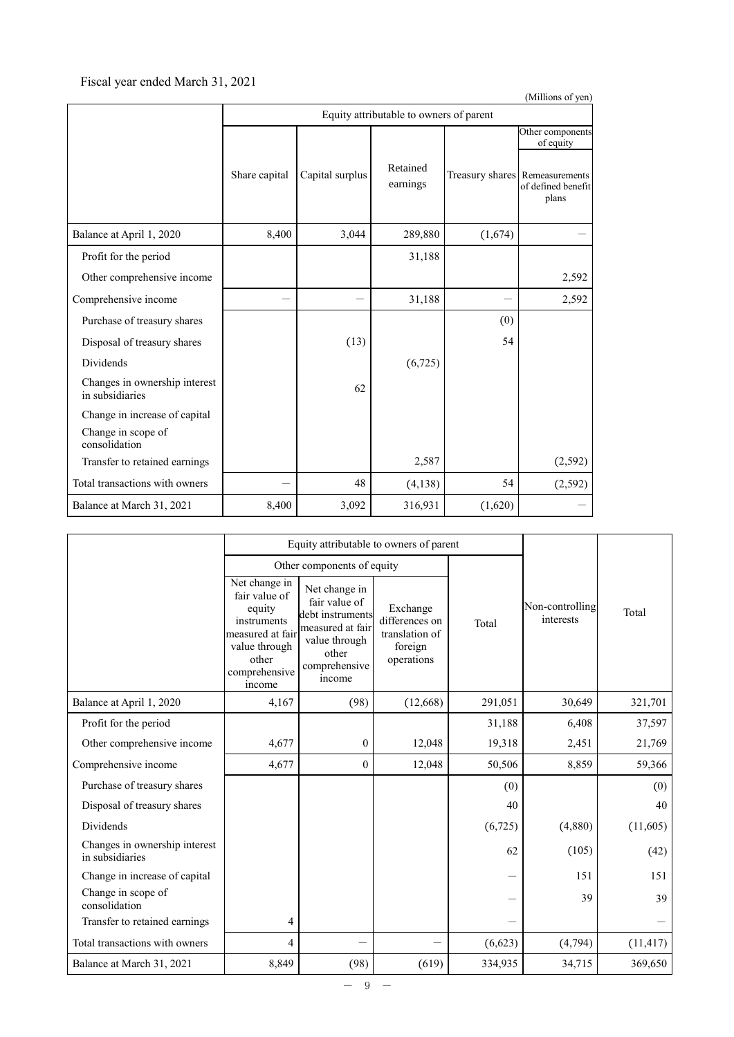Fiscal year ended March 31, 2021

(Millions of yen)

| | Equity attributable to owners of parent | | | | |
|---|---|---|---|---|---|
| | | | | | Other components of equity |
| | Share capital | Capital surplus | Retained earnings | Treasury shares | Remeasurements of defined benefit plans |
| Balance at April 1, 2020 | 8,400 | 3,044 | 289,880 | (1,674) | － |
| Profit for the period | | | 31,188 | | |
| Other comprehensive income | | | | | 2,592 |
| Comprehensive income | － | － | 31,188 | － | 2,592 |
| Purchase of treasury shares | | | | (0) | |
| Disposal of treasury shares | | (13) | | 54 | |
| Dividends | | | (6,725) | | |
| Changes in ownership interest in subsidiaries | | 62 | | | |
| Change in increase of capital | | | | | |
| Change in scope of consolidation | | | | | |
| Transfer to retained earnings | | | 2,587 | | (2,592) |
| Total transactions with owners | － | 48 | (4,138) | 54 | (2,592) |
| Balance at March 31, 2021 | 8,400 | 3,092 | 316,931 | (1,620) | － |

| | Equity attributable to owners of parent | | | | Non-controlling interests | Total |
|---|---|---|---|---|---|---|
| | Other components of equity | | | Total | | |
| | Net change in fair value of equity instruments measured at fair value through other comprehensive income | Net change in fair value of debt instruments measured at fair value through other comprehensive income | Exchange differences on translation of foreign operations | | | |
| Balance at April 1, 2020 | 4,167 | (98) | (12,668) | 291,051 | 30,649 | 321,701 |
| Profit for the period | | | | 31,188 | 6,408 | 37,597 |
| Other comprehensive income | 4,677 | 0 | 12,048 | 19,318 | 2,451 | 21,769 |
| Comprehensive income | 4,677 | 0 | 12,048 | 50,506 | 8,859 | 59,366 |
| Purchase of treasury shares | | | | (0) | | (0) |
| Disposal of treasury shares | | | | 40 | | 40 |
| Dividends | | | | (6,725) | (4,880) | (11,605) |
| Changes in ownership interest in subsidiaries | | | | 62 | (105) | (42) |
| Change in increase of capital | | | | － | 151 | 151 |
| Change in scope of consolidation | | | | － | 39 | 39 |
| Transfer to retained earnings | 4 | | | － | | － |
| Total transactions with owners | 4 | － | － | (6,623) | (4,794) | (11,417) |
| Balance at March 31, 2021 | 8,849 | (98) | (619) | 334,935 | 34,715 | 369,650 |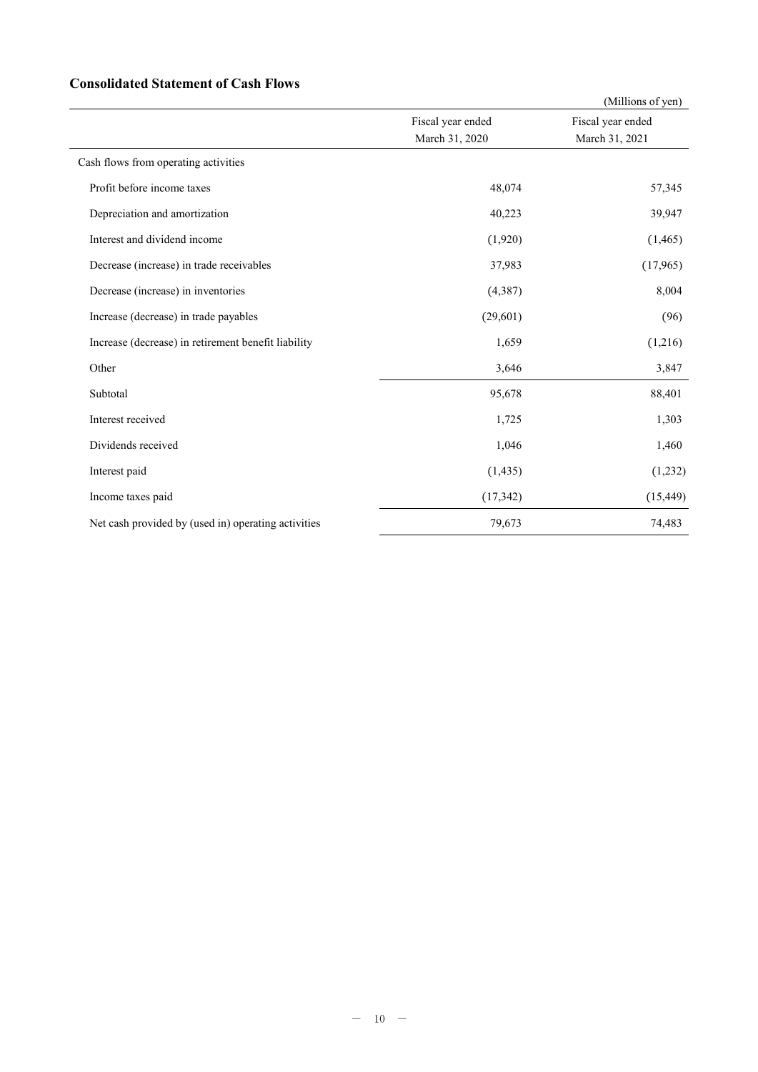## Consolidated Statement of Cash Flows

(Millions of yen)

| | Fiscal year ended March 31, 2020 | Fiscal year ended March 31, 2021 |
|---|---|---|
| Cash flows from operating activities | | |
| Profit before income taxes | 48,074 | 57,345 |
| Depreciation and amortization | 40,223 | 39,947 |
| Interest and dividend income | (1,920) | (1,465) |
| Decrease (increase) in trade receivables | 37,983 | (17,965) |
| Decrease (increase) in inventories | (4,387) | 8,004 |
| Increase (decrease) in trade payables | (29,601) | (96) |
| Increase (decrease) in retirement benefit liability | 1,659 | (1,216) |
| Other | 3,646 | 3,847 |
| Subtotal | 95,678 | 88,401 |
| Interest received | 1,725 | 1,303 |
| Dividends received | 1,046 | 1,460 |
| Interest paid | (1,435) | (1,232) |
| Income taxes paid | (17,342) | (15,449) |
| Net cash provided by (used in) operating activities | 79,673 | 74,483 |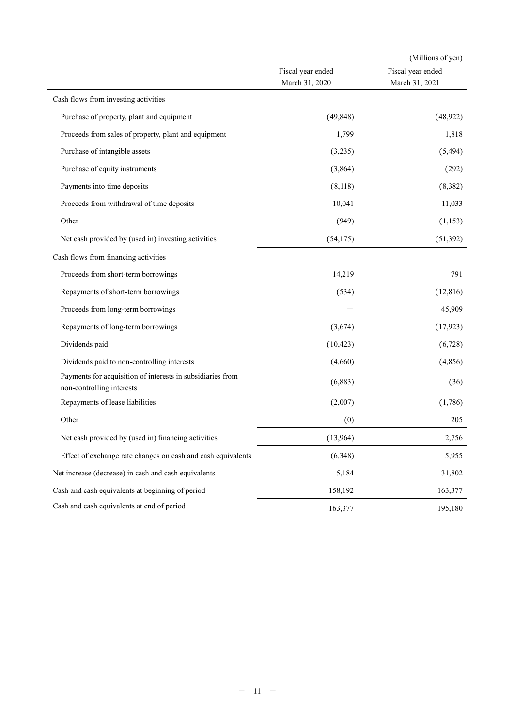(Millions of yen)

| | Fiscal year ended March 31, 2020 | Fiscal year ended March 31, 2021 |
|---|---|---|
| Cash flows from investing activities | | |
| Purchase of property, plant and equipment | (49,848) | (48,922) |
| Proceeds from sales of property, plant and equipment | 1,799 | 1,818 |
| Purchase of intangible assets | (3,235) | (5,494) |
| Purchase of equity instruments | (3,864) | (292) |
| Payments into time deposits | (8,118) | (8,382) |
| Proceeds from withdrawal of time deposits | 10,041 | 11,033 |
| Other | (949) | (1,153) |
| Net cash provided by (used in) investing activities | (54,175) | (51,392) |
| Cash flows from financing activities | | |
| Proceeds from short-term borrowings | 14,219 | 791 |
| Repayments of short-term borrowings | (534) | (12,816) |
| Proceeds from long-term borrowings | — | 45,909 |
| Repayments of long-term borrowings | (3,674) | (17,923) |
| Dividends paid | (10,423) | (6,728) |
| Dividends paid to non-controlling interests | (4,660) | (4,856) |
| Payments for acquisition of interests in subsidiaries from non-controlling interests | (6,883) | (36) |
| Repayments of lease liabilities | (2,007) | (1,786) |
| Other | (0) | 205 |
| Net cash provided by (used in) financing activities | (13,964) | 2,756 |
| Effect of exchange rate changes on cash and cash equivalents | (6,348) | 5,955 |
| Net increase (decrease) in cash and cash equivalents | 5,184 | 31,802 |
| Cash and cash equivalents at beginning of period | 158,192 | 163,377 |
| Cash and cash equivalents at end of period | 163,377 | 195,180 |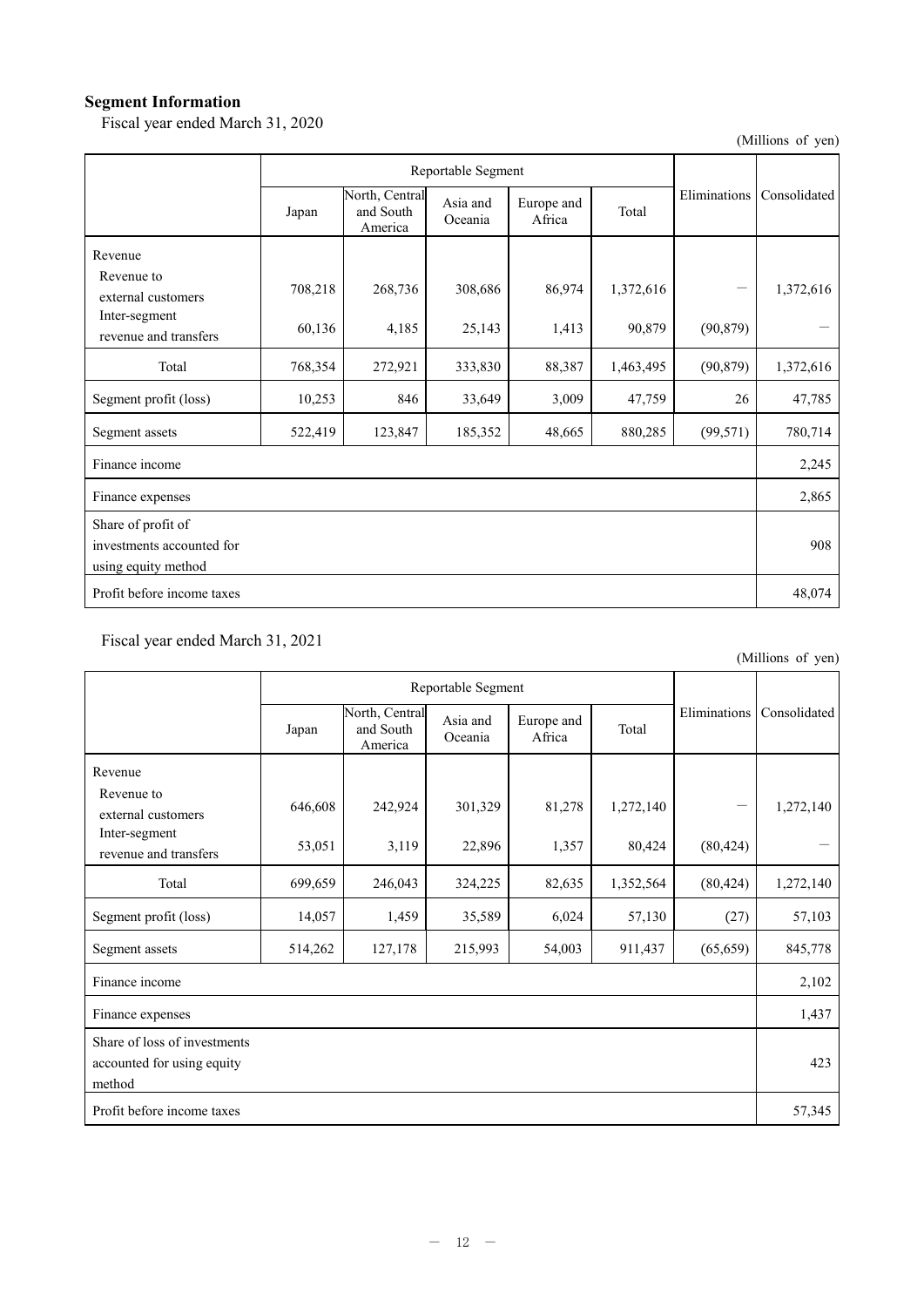## Segment Information

Fiscal year ended March 31, 2020

(Millions of yen)

| | Reportable Segment | | | | | Eliminations | Consolidated |
|---|---|---|---|---|---|---|---|
| | Japan | North, Central and South America | Asia and Oceania | Europe and Africa | Total | | |
| Revenue | | | | | | | |
| Revenue to external customers | 708,218 | 268,736 | 308,686 | 86,974 | 1,372,616 | — | 1,372,616 |
| Inter-segment revenue and transfers | 60,136 | 4,185 | 25,143 | 1,413 | 90,879 | (90,879) | — |
| Total | 768,354 | 272,921 | 333,830 | 88,387 | 1,463,495 | (90,879) | 1,372,616 |
| Segment profit (loss) | 10,253 | 846 | 33,649 | 3,009 | 47,759 | 26 | 47,785 |
| Segment assets | 522,419 | 123,847 | 185,352 | 48,665 | 880,285 | (99,571) | 780,714 |
| Finance income | | | | | | | 2,245 |
| Finance expenses | | | | | | | 2,865 |
| Share of profit of investments accounted for using equity method | | | | | | | 908 |
| Profit before income taxes | | | | | | | 48,074 |

Fiscal year ended March 31, 2021

(Millions of yen)

| | Reportable Segment | | | | | Eliminations | Consolidated |
|---|---|---|---|---|---|---|---|
| | Japan | North, Central and South America | Asia and Oceania | Europe and Africa | Total | | |
| Revenue | | | | | | | |
| Revenue to external customers | 646,608 | 242,924 | 301,329 | 81,278 | 1,272,140 | — | 1,272,140 |
| Inter-segment revenue and transfers | 53,051 | 3,119 | 22,896 | 1,357 | 80,424 | (80,424) | — |
| Total | 699,659 | 246,043 | 324,225 | 82,635 | 1,352,564 | (80,424) | 1,272,140 |
| Segment profit (loss) | 14,057 | 1,459 | 35,589 | 6,024 | 57,130 | (27) | 57,103 |
| Segment assets | 514,262 | 127,178 | 215,993 | 54,003 | 911,437 | (65,659) | 845,778 |
| Finance income | | | | | | | 2,102 |
| Finance expenses | | | | | | | 1,437 |
| Share of loss of investments accounted for using equity method | | | | | | | 423 |
| Profit before income taxes | | | | | | | 57,345 |